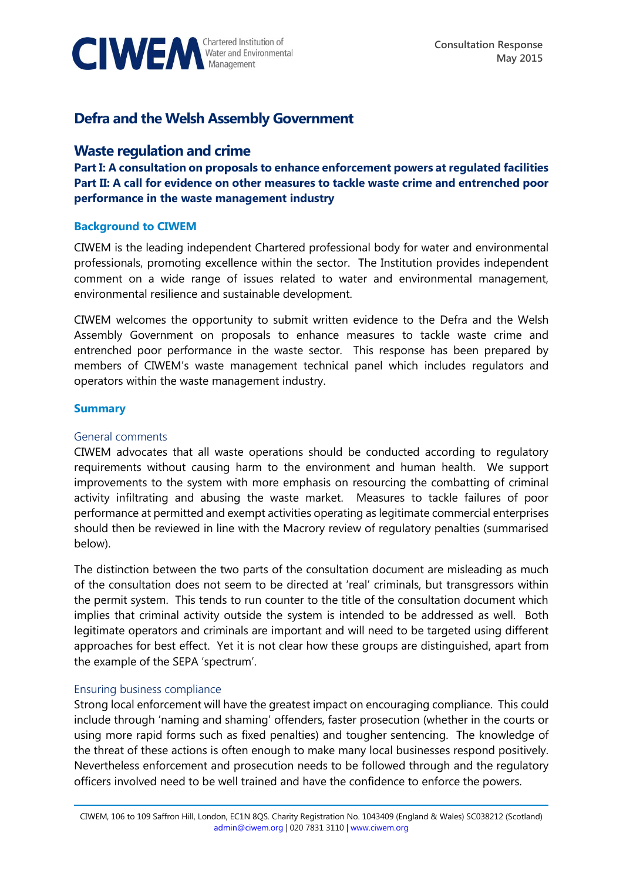CIWEM Chartered Institution of Water and Environmental Management

Consultation Response
May 2015

# Defra and the Welsh Assembly Government

## Waste regulation and crime

**Part I: A consultation on proposals to enhance enforcement powers at regulated facilities**
**Part II: A call for evidence on other measures to tackle waste crime and entrenched poor performance in the waste management industry**

### Background to CIWEM

CIWEM is the leading independent Chartered professional body for water and environmental professionals, promoting excellence within the sector. The Institution provides independent comment on a wide range of issues related to water and environmental management, environmental resilience and sustainable development.

CIWEM welcomes the opportunity to submit written evidence to the Defra and the Welsh Assembly Government on proposals to enhance measures to tackle waste crime and entrenched poor performance in the waste sector. This response has been prepared by members of CIWEM's waste management technical panel which includes regulators and operators within the waste management industry.

### Summary

#### General comments

CIWEM advocates that all waste operations should be conducted according to regulatory requirements without causing harm to the environment and human health. We support improvements to the system with more emphasis on resourcing the combatting of criminal activity infiltrating and abusing the waste market. Measures to tackle failures of poor performance at permitted and exempt activities operating as legitimate commercial enterprises should then be reviewed in line with the Macrory review of regulatory penalties (summarised below).

The distinction between the two parts of the consultation document are misleading as much of the consultation does not seem to be directed at 'real' criminals, but transgressors within the permit system. This tends to run counter to the title of the consultation document which implies that criminal activity outside the system is intended to be addressed as well. Both legitimate operators and criminals are important and will need to be targeted using different approaches for best effect. Yet it is not clear how these groups are distinguished, apart from the example of the SEPA 'spectrum'.

#### Ensuring business compliance

Strong local enforcement will have the greatest impact on encouraging compliance. This could include through 'naming and shaming' offenders, faster prosecution (whether in the courts or using more rapid forms such as fixed penalties) and tougher sentencing. The knowledge of the threat of these actions is often enough to make many local businesses respond positively. Nevertheless enforcement and prosecution needs to be followed through and the regulatory officers involved need to be well trained and have the confidence to enforce the powers.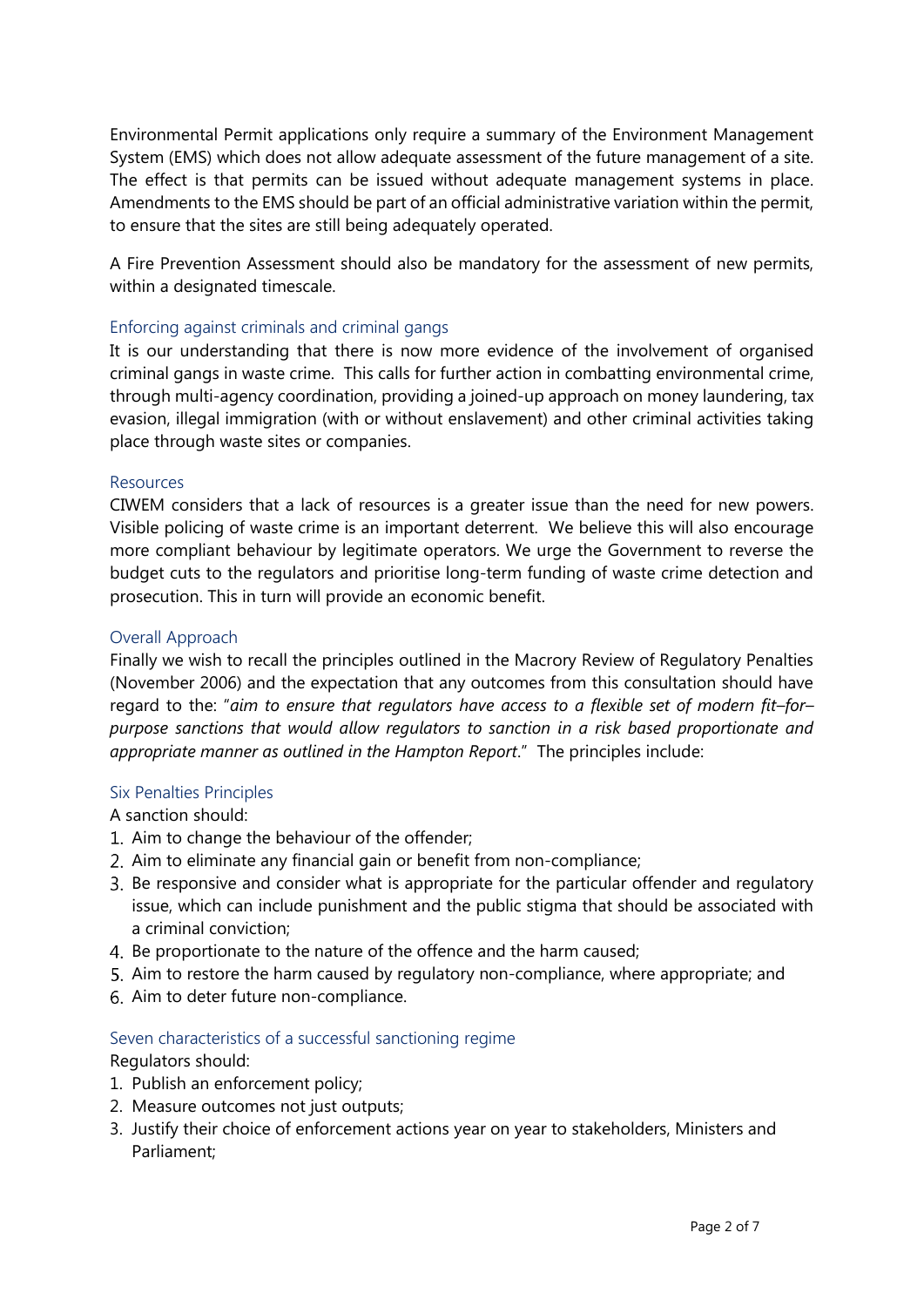Environmental Permit applications only require a summary of the Environment Management System (EMS) which does not allow adequate assessment of the future management of a site. The effect is that permits can be issued without adequate management systems in place. Amendments to the EMS should be part of an official administrative variation within the permit, to ensure that the sites are still being adequately operated.

A Fire Prevention Assessment should also be mandatory for the assessment of new permits, within a designated timescale.

### Enforcing against criminals and criminal gangs

It is our understanding that there is now more evidence of the involvement of organised criminal gangs in waste crime. This calls for further action in combatting environmental crime, through multi-agency coordination, providing a joined-up approach on money laundering, tax evasion, illegal immigration (with or without enslavement) and other criminal activities taking place through waste sites or companies.

### Resources

CIWEM considers that a lack of resources is a greater issue than the need for new powers. Visible policing of waste crime is an important deterrent. We believe this will also encourage more compliant behaviour by legitimate operators. We urge the Government to reverse the budget cuts to the regulators and prioritise long-term funding of waste crime detection and prosecution. This in turn will provide an economic benefit.

### Overall Approach

Finally we wish to recall the principles outlined in the Macrory Review of Regulatory Penalties (November 2006) and the expectation that any outcomes from this consultation should have regard to the: "*aim to ensure that regulators have access to a flexible set of modern fit–for–purpose sanctions that would allow regulators to sanction in a risk based proportionate and appropriate manner as outlined in the Hampton Report*." The principles include:

### Six Penalties Principles

A sanction should:

1. Aim to change the behaviour of the offender;
2. Aim to eliminate any financial gain or benefit from non-compliance;
3. Be responsive and consider what is appropriate for the particular offender and regulatory issue, which can include punishment and the public stigma that should be associated with a criminal conviction;
4. Be proportionate to the nature of the offence and the harm caused;
5. Aim to restore the harm caused by regulatory non-compliance, where appropriate; and
6. Aim to deter future non-compliance.

### Seven characteristics of a successful sanctioning regime

Regulators should:

1. Publish an enforcement policy;
2. Measure outcomes not just outputs;
3. Justify their choice of enforcement actions year on year to stakeholders, Ministers and Parliament;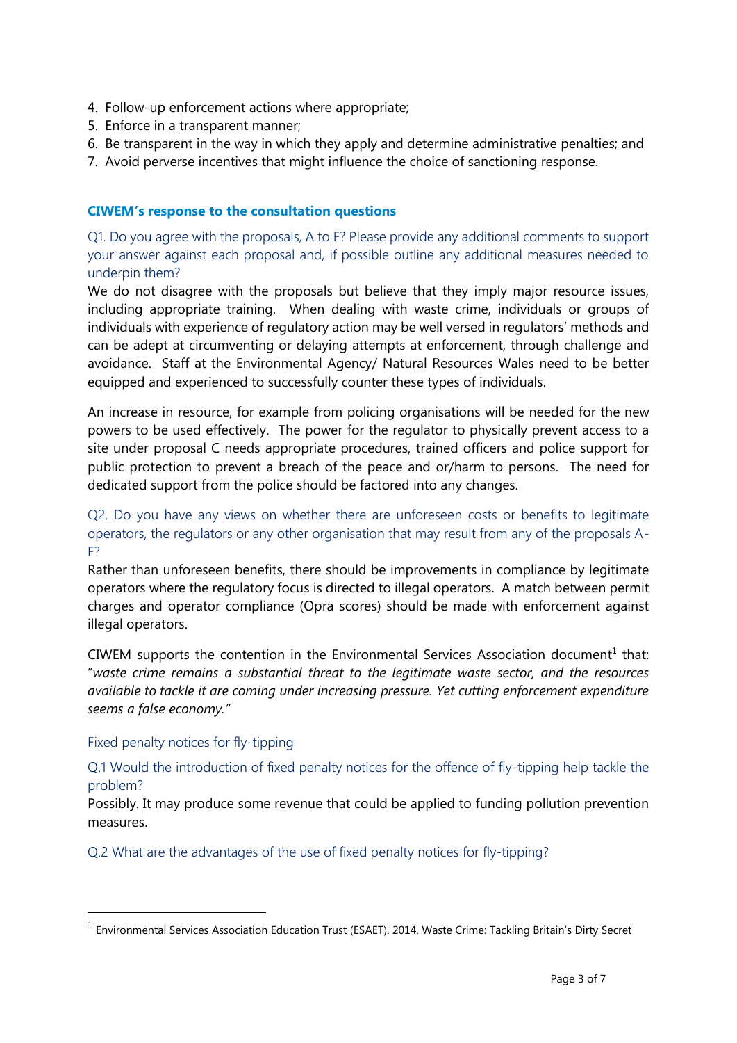4. Follow-up enforcement actions where appropriate;
5. Enforce in a transparent manner;
6. Be transparent in the way in which they apply and determine administrative penalties; and
7. Avoid perverse incentives that might influence the choice of sanctioning response.

### CIWEM's response to the consultation questions

Q1. Do you agree with the proposals, A to F? Please provide any additional comments to support your answer against each proposal and, if possible outline any additional measures needed to underpin them?

We do not disagree with the proposals but believe that they imply major resource issues, including appropriate training. When dealing with waste crime, individuals or groups of individuals with experience of regulatory action may be well versed in regulators' methods and can be adept at circumventing or delaying attempts at enforcement, through challenge and avoidance. Staff at the Environmental Agency/ Natural Resources Wales need to be better equipped and experienced to successfully counter these types of individuals.

An increase in resource, for example from policing organisations will be needed for the new powers to be used effectively. The power for the regulator to physically prevent access to a site under proposal C needs appropriate procedures, trained officers and police support for public protection to prevent a breach of the peace and or/harm to persons. The need for dedicated support from the police should be factored into any changes.

Q2. Do you have any views on whether there are unforeseen costs or benefits to legitimate operators, the regulators or any other organisation that may result from any of the proposals A-F?

Rather than unforeseen benefits, there should be improvements in compliance by legitimate operators where the regulatory focus is directed to illegal operators. A match between permit charges and operator compliance (Opra scores) should be made with enforcement against illegal operators.

CIWEM supports the contention in the Environmental Services Association document[1] that: "*waste crime remains a substantial threat to the legitimate waste sector, and the resources available to tackle it are coming under increasing pressure. Yet cutting enforcement expenditure seems a false economy.*"

Fixed penalty notices for fly-tipping

Q.1 Would the introduction of fixed penalty notices for the offence of fly-tipping help tackle the problem?

Possibly. It may produce some revenue that could be applied to funding pollution prevention measures.

Q.2 What are the advantages of the use of fixed penalty notices for fly-tipping?

---

[1] Environmental Services Association Education Trust (ESAET). 2014. Waste Crime: Tackling Britain's Dirty Secret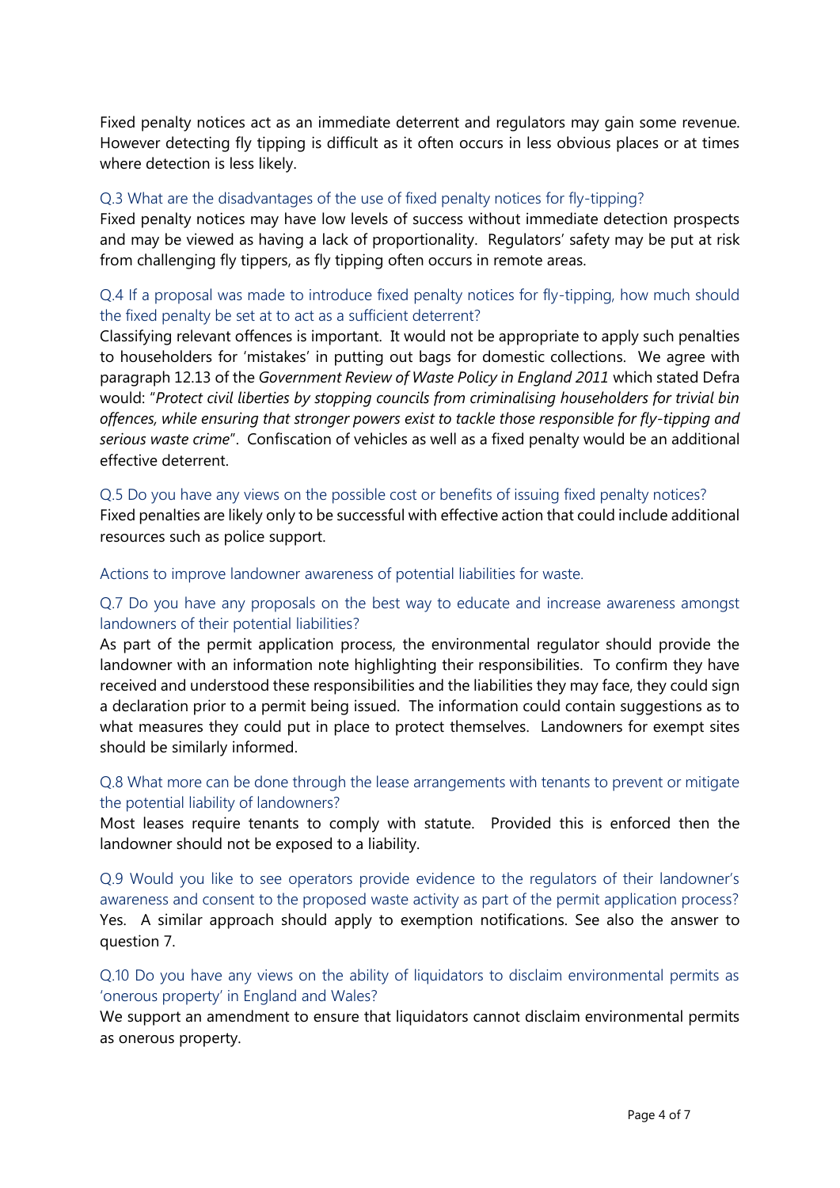Fixed penalty notices act as an immediate deterrent and regulators may gain some revenue. However detecting fly tipping is difficult as it often occurs in less obvious places or at times where detection is less likely.

### Q.3 What are the disadvantages of the use of fixed penalty notices for fly-tipping?

Fixed penalty notices may have low levels of success without immediate detection prospects and may be viewed as having a lack of proportionality. Regulators' safety may be put at risk from challenging fly tippers, as fly tipping often occurs in remote areas.

### Q.4 If a proposal was made to introduce fixed penalty notices for fly-tipping, how much should the fixed penalty be set at to act as a sufficient deterrent?

Classifying relevant offences is important. It would not be appropriate to apply such penalties to householders for 'mistakes' in putting out bags for domestic collections. We agree with paragraph 12.13 of the *Government Review of Waste Policy in England 2011* which stated Defra would: "*Protect civil liberties by stopping councils from criminalising households for trivial bin offences, while ensuring that stronger powers exist to tackle those responsible for fly-tipping and serious waste crime*". Confiscation of vehicles as well as a fixed penalty would be an additional effective deterrent.

### Q.5 Do you have any views on the possible cost or benefits of issuing fixed penalty notices?

Fixed penalties are likely only to be successful with effective action that could include additional resources such as police support.

## Actions to improve landowner awareness of potential liabilities for waste.

### Q.7 Do you have any proposals on the best way to educate and increase awareness amongst landowners of their potential liabilities?

As part of the permit application process, the environmental regulator should provide the landowner with an information note highlighting their responsibilities. To confirm they have received and understood these responsibilities and the liabilities they may face, they could sign a declaration prior to a permit being issued. The information could contain suggestions as to what measures they could put in place to protect themselves. Landowners for exempt sites should be similarly informed.

### Q.8 What more can be done through the lease arrangements with tenants to prevent or mitigate the potential liability of landowners?

Most leases require tenants to comply with statute. Provided this is enforced then the landowner should not be exposed to a liability.

### Q.9 Would you like to see operators provide evidence to the regulators of their landowner's awareness and consent to the proposed waste activity as part of the permit application process?

Yes. A similar approach should apply to exemption notifications. See also the answer to question 7.

### Q.10 Do you have any views on the ability of liquidators to disclaim environmental permits as 'onerous property' in England and Wales?

We support an amendment to ensure that liquidators cannot disclaim environmental permits as onerous property.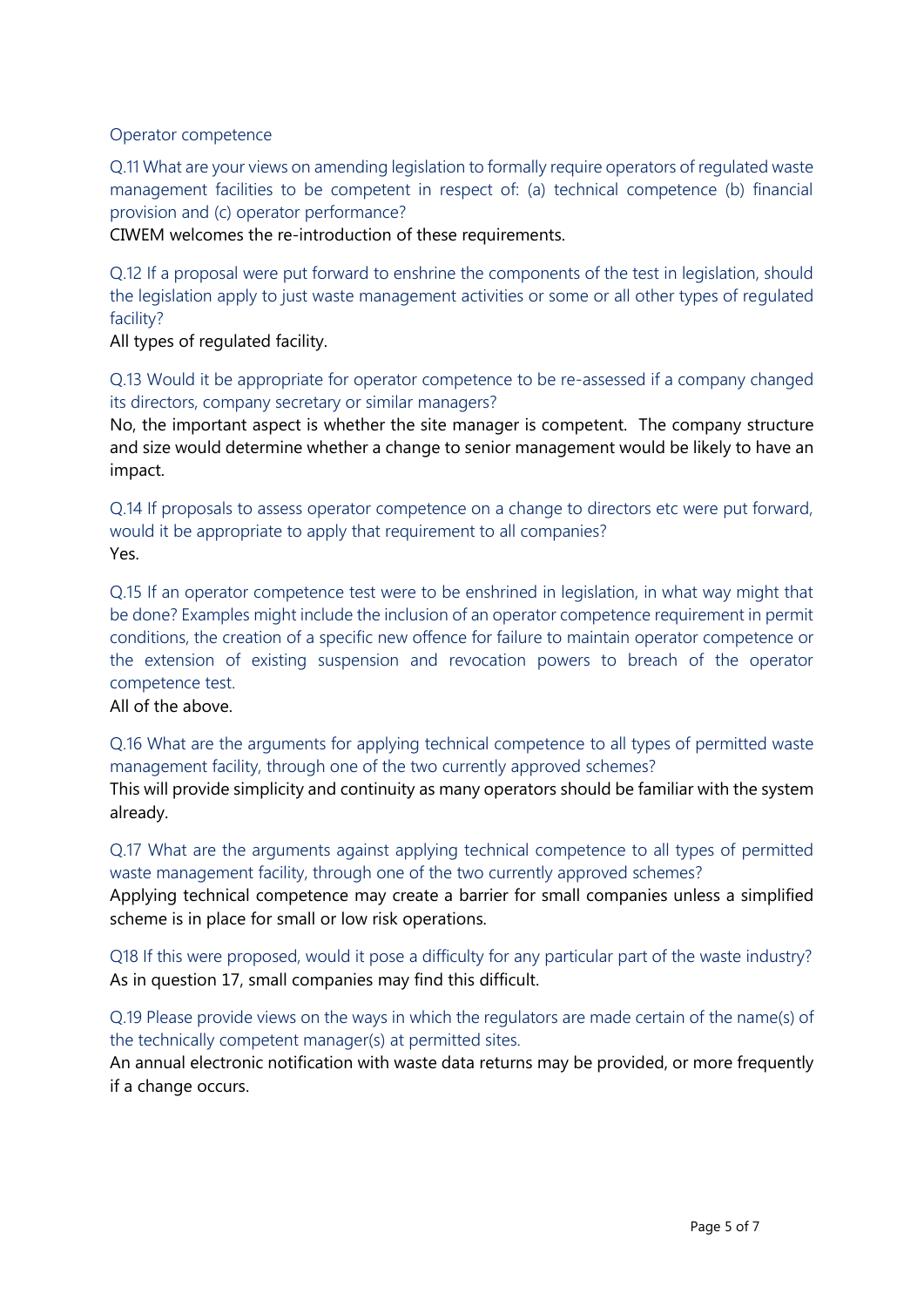## Operator competence

Q.11 What are your views on amending legislation to formally require operators of regulated waste management facilities to be competent in respect of: (a) technical competence (b) financial provision and (c) operator performance?

CIWEM welcomes the re-introduction of these requirements.

Q.12 If a proposal were put forward to enshrine the components of the test in legislation, should the legislation apply to just waste management activities or some or all other types of regulated facility?

All types of regulated facility.

Q.13 Would it be appropriate for operator competence to be re-assessed if a company changed its directors, company secretary or similar managers?

No, the important aspect is whether the site manager is competent. The company structure and size would determine whether a change to senior management would be likely to have an impact.

Q.14 If proposals to assess operator competence on a change to directors etc were put forward, would it be appropriate to apply that requirement to all companies?

Yes.

Q.15 If an operator competence test were to be enshrined in legislation, in what way might that be done? Examples might include the inclusion of an operator competence requirement in permit conditions, the creation of a specific new offence for failure to maintain operator competence or the extension of existing suspension and revocation powers to breach of the operator competence test.

All of the above.

Q.16 What are the arguments for applying technical competence to all types of permitted waste management facility, through one of the two currently approved schemes?

This will provide simplicity and continuity as many operators should be familiar with the system already.

Q.17 What are the arguments against applying technical competence to all types of permitted waste management facility, through one of the two currently approved schemes?

Applying technical competence may create a barrier for small companies unless a simplified scheme is in place for small or low risk operations.

Q18 If this were proposed, would it pose a difficulty for any particular part of the waste industry?

As in question 17, small companies may find this difficult.

Q.19 Please provide views on the ways in which the regulators are made certain of the name(s) of the technically competent manager(s) at permitted sites.

An annual electronic notification with waste data returns may be provided, or more frequently if a change occurs.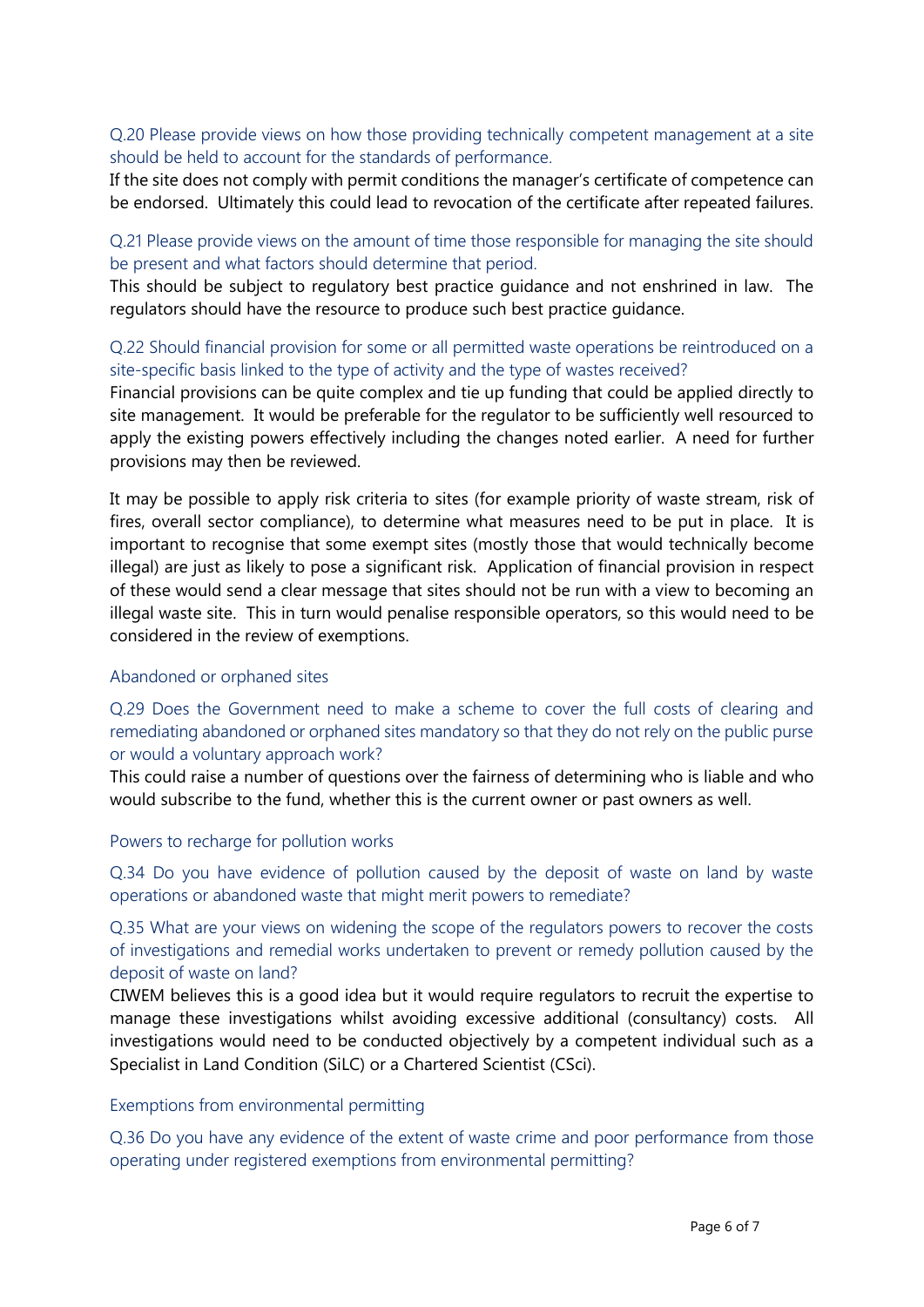Q.20 Please provide views on how those providing technically competent management at a site should be held to account for the standards of performance.

If the site does not comply with permit conditions the manager's certificate of competence can be endorsed. Ultimately this could lead to revocation of the certificate after repeated failures.

Q.21 Please provide views on the amount of time those responsible for managing the site should be present and what factors should determine that period.

This should be subject to regulatory best practice guidance and not enshrined in law. The regulators should have the resource to produce such best practice guidance.

Q.22 Should financial provision for some or all permitted waste operations be reintroduced on a site-specific basis linked to the type of activity and the type of wastes received?

Financial provisions can be quite complex and tie up funding that could be applied directly to site management. It would be preferable for the regulator to be sufficiently well resourced to apply the existing powers effectively including the changes noted earlier. A need for further provisions may then be reviewed.

It may be possible to apply risk criteria to sites (for example priority of waste stream, risk of fires, overall sector compliance), to determine what measures need to be put in place. It is important to recognise that some exempt sites (mostly those that would technically become illegal) are just as likely to pose a significant risk. Application of financial provision in respect of these would send a clear message that sites should not be run with a view to becoming an illegal waste site. This in turn would penalise responsible operators, so this would need to be considered in the review of exemptions.

## Abandoned or orphaned sites

Q.29 Does the Government need to make a scheme to cover the full costs of clearing and remediating abandoned or orphaned sites mandatory so that they do not rely on the public purse or would a voluntary approach work?

This could raise a number of questions over the fairness of determining who is liable and who would subscribe to the fund, whether this is the current owner or past owners as well.

## Powers to recharge for pollution works

Q.34 Do you have evidence of pollution caused by the deposit of waste on land by waste operations or abandoned waste that might merit powers to remediate?

Q.35 What are your views on widening the scope of the regulators powers to recover the costs of investigations and remedial works undertaken to prevent or remedy pollution caused by the deposit of waste on land?

CIWEM believes this is a good idea but it would require regulators to recruit the expertise to manage these investigations whilst avoiding excessive additional (consultancy) costs. All investigations would need to be conducted objectively by a competent individual such as a Specialist in Land Condition (SiLC) or a Chartered Scientist (CSci).

## Exemptions from environmental permitting

Q.36 Do you have any evidence of the extent of waste crime and poor performance from those operating under registered exemptions from environmental permitting?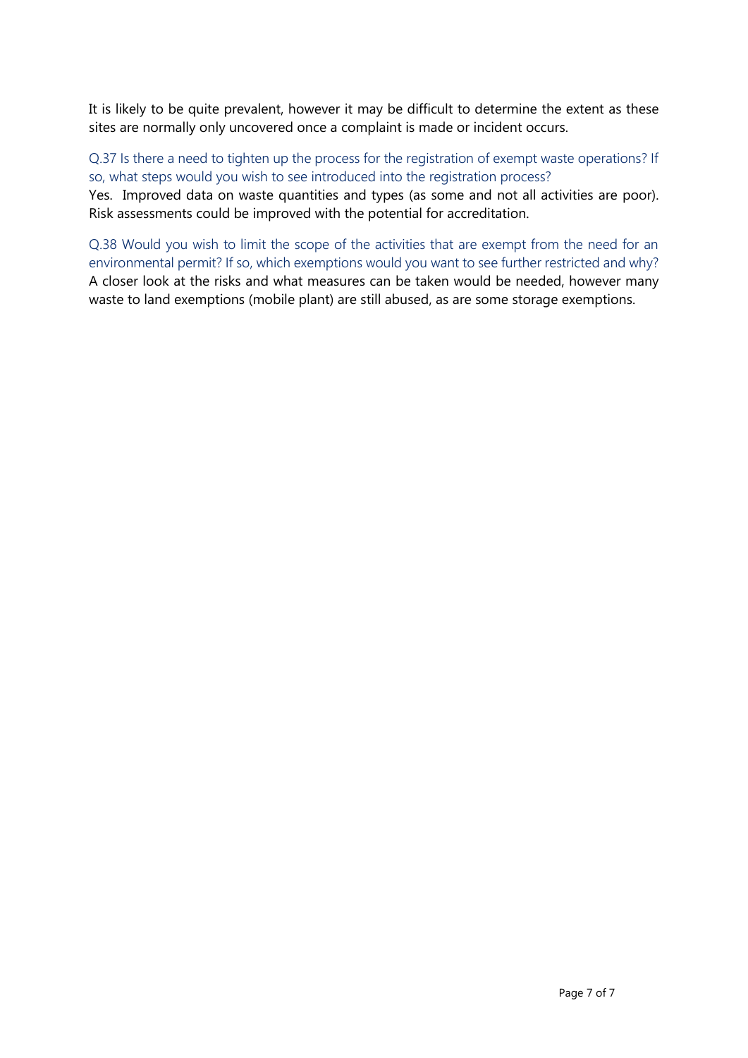It is likely to be quite prevalent, however it may be difficult to determine the extent as these sites are normally only uncovered once a complaint is made or incident occurs.

Q.37 Is there a need to tighten up the process for the registration of exempt waste operations? If so, what steps would you wish to see introduced into the registration process?

Yes. Improved data on waste quantities and types (as some and not all activities are poor). Risk assessments could be improved with the potential for accreditation.

Q.38 Would you wish to limit the scope of the activities that are exempt from the need for an environmental permit? If so, which exemptions would you want to see further restricted and why?

A closer look at the risks and what measures can be taken would be needed, however many waste to land exemptions (mobile plant) are still abused, as are some storage exemptions.